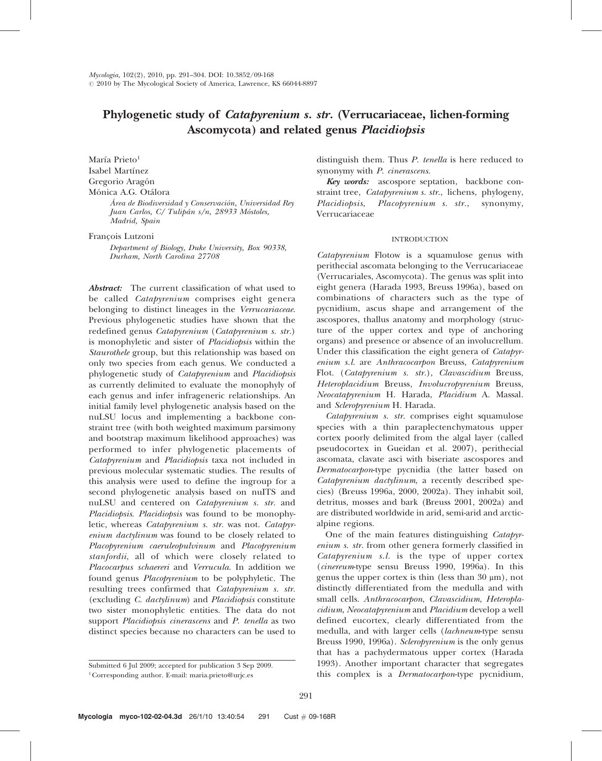Mycologia, 102(2), 2010, pp. 291–304. DOI: 10.3852/09-168
© 2010 by The Mycological Society of America, Lawrence, KS 66044-8897

# Phylogenetic study of *Catapyrenium s. str.* (Verrucariaceae, lichen-forming Ascomycota) and related genus *Placidiopsis*

María Prieto[1]
Isabel Martínez
Gregorio Aragón
Mónica A.G. Otálora

*Área de Biodiversidad y Conservación, Universidad Rey Juan Carlos, C/ Tulipán s/n, 28933 Móstoles, Madrid, Spain*

François Lutzoni

*Department of Biology, Duke University, Box 90338, Durham, North Carolina 27708*

***Abstract:*** The current classification of what used to be called *Catapyrenium* comprises eight genera belonging to distinct lineages in the *Verrucariaceae*. Previous phylogenetic studies have shown that the redefined genus *Catapyrenium* (*Catapyrenium s. str.*) is monophyletic and sister of *Placidiopsis* within the *Staurothele* group, but this relationship was based on only two species from each genus. We conducted a phylogenetic study of *Catapyrenium* and *Placidiopsis* as currently delimited to evaluate the monophyly of each genus and infer infrageneric relationships. An initial family level phylogenetic analysis based on the nuLSU locus and implementing a backbone constraint tree (with both weighted maximum parsimony and bootstrap maximum likelihood approaches) was performed to infer phylogenetic placements of *Catapyrenium* and *Placidiopsis* taxa not included in previous molecular systematic studies. The results of this analysis were used to define the ingroup for a second phylogenetic analysis based on nuITS and nuLSU and centered on *Catapyrenium s. str.* and *Placidiopsis*. *Placidiopsis* was found to be monophyletic, whereas *Catapyrenium s. str.* was not. *Catapyrenium dactylinum* was found to be closely related to *Placopyrenium caeruleopulvinum* and *Placopyrenium stanfordii*, all of which were closely related to *Placocarpus schaereri* and *Verrucula*. In addition we found genus *Placopyrenium* to be polyphyletic. The resulting trees confirmed that *Catapyrenium s. str.* (excluding *C. dactylinum*) and *Placidiopsis* constitute two sister monophyletic entities. The data do not support *Placidiopsis cinerascens* and *P. tenella* as two distinct species because no characters can be used to distinguish them. Thus *P. tenella* is here reduced to synonymy with *P. cinerascens*.

***Key words:*** ascospore septation, backbone constraint tree, *Catapyrenium s. str.*, lichens, phylogeny, *Placidiopsis*, *Placopyrenium s. str.*, synonymy, Verrucariaceae

## INTRODUCTION

*Catapyrenium* Flotow is a squamulose genus with perithecial ascomata belonging to the Verrucariaceae (Verrucariales, Ascomycota). The genus was split into eight genera (Harada 1993, Breuss 1996a), based on combinations of characters such as the type of pycnidium, ascus shape and arrangement of the ascospores, thallus anatomy and morphology (structure of the upper cortex and type of anchoring organs) and presence or absence of an involucrellum. Under this classification the eight genera of *Catapyrenium s.l.* are *Anthracocarpon* Breuss, *Catapyrenium* Flot. (*Catapyrenium s. str.*), *Clavascidium* Breuss, *Heteroplacidium* Breuss, *Involucropyrenium* Breuss, *Neocatapyrenium* H. Harada, *Placidium* A. Massal. and *Scleropyrenium* H. Harada.

*Catapyrenium s. str.* comprises eight squamulose species with a thin paraplectenchymatous upper cortex poorly delimited from the algal layer (called pseudocortex in Gueidan et al. 2007), perithecial ascomata, clavate asci with biseriate ascospores and *Dermatocarpon*-type pycnidia (the latter based on *Catapyrenium dactylinum*, a recently described species) (Breuss 1996a, 2000, 2002a). They inhabit soil, detritus, mosses and bark (Breuss 2001, 2002a) and are distributed worldwide in arid, semi-arid and arctic-alpine regions.

One of the main features distinguishing *Catapyrenium s. str.* from other genera formerly classified in *Catapyrenium s.l.* is the type of upper cortex (*cinereum*-type sensu Breuss 1990, 1996a). In this genus the upper cortex is thin (less than 30 µm), not distinctly differentiated from the medulla and with small cells. *Anthracocarpon*, *Clavascidium*, *Heteroplacidium*, *Neocatapyrenium* and *Placidium* develop a well defined eucortex, clearly differentiated from the medulla, and with larger cells (*lachneum*-type sensu Breuss 1990, 1996a). *Scleropyrenium* is the only genus that has a pachydermatous upper cortex (Harada 1993). Another important character that segregates this complex is a *Dermatocarpon*-type pycnidium,

Submitted 6 Jul 2009; accepted for publication 3 Sep 2009.
[1] Corresponding author. E-mail: maria.prieto@urjc.es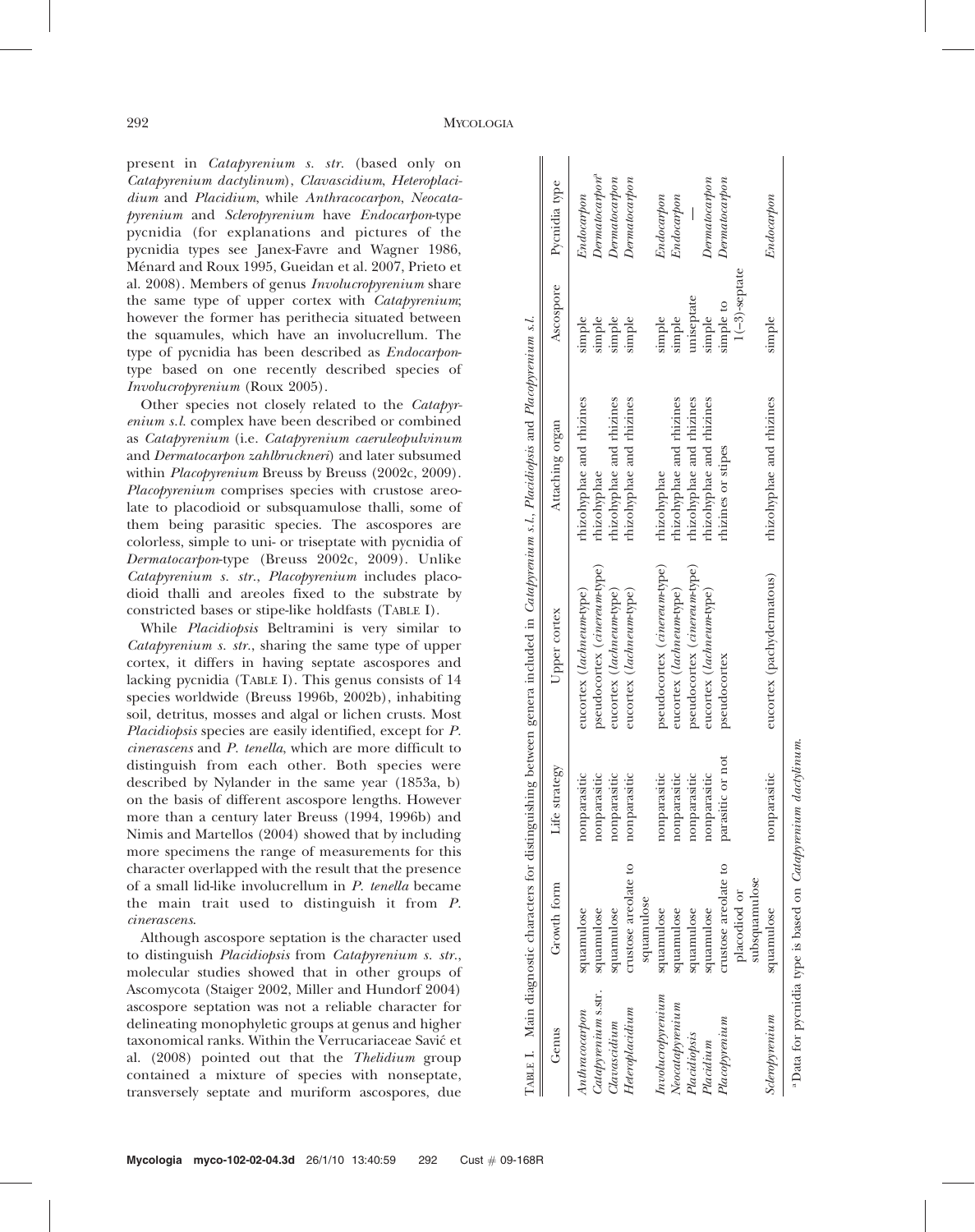present in *Catapyrenium s. str.* (based only on *Catapyrenium dactylinum*), *Clavascidium*, *Heteroplacidium* and *Placidium*, while *Anthracocarpon*, *Neocatapyrenium* and *Scleropyrenium* have *Endocarpon*-type pycnidia (for explanations and pictures of the pycnidia types see Janex-Favre and Wagner 1986, Ménard and Roux 1995, Gueidan et al. 2007, Prieto et al. 2008). Members of genus *Involucropyrenium* share the same type of upper cortex with *Catapyrenium*; however the former has perithecia situated between the squamules, which have an involucrellum. The type of pycnidia has been described as *Endocarpon*-type based on one recently described species of *Involucropyrenium* (Roux 2005).

Other species not closely related to the *Catapyrenium s.l.* complex have been described or combined as *Catapyrenium* (i.e. *Catapyrenium caeruleopulvinum* and *Dermatocarpon zahlbruckneri*) and later subsumed within *Placopyrenium* Breuss by Breuss (2002c, 2009). *Placopyrenium* comprises species with crustose areolate to placodioid or subsquamulose thalli, some of them being parasitic species. The ascospores are colorless, simple to uni- or triseptate with pycnidia of *Dermatocarpon*-type (Breuss 2002c, 2009). Unlike *Catapyrenium s. str.*, *Placopyrenium* includes placodioid thalli and areoles fixed to the substrate by constricted bases or stipe-like holdfasts (TABLE I).

While *Placidiopsis* Beltramini is very similar to *Catapyrenium s. str.*, sharing the same type of upper cortex, it differs in having septate ascospores and lacking pycnidia (TABLE I). This genus consists of 14 species worldwide (Breuss 1996b, 2002b), inhabiting soil, detritus, mosses and algal or lichen crusts. Most *Placidiopsis* species are easily identified, except for *P. cinerascens* and *P. tenella*, which are more difficult to distinguish from each other. Both species were described by Nylander in the same year (1853a, b) on the basis of different ascospore lengths. However more than a century later Breuss (1994, 1996b) and Nimis and Martellos (2004) showed that by including more specimens the range of measurements for this character overlapped with the result that the presence of a small lid-like involucrellum in *P. tenella* became the main trait used to distinguish it from *P. cinerascens*.

Although ascospore septation is the character used to distinguish *Placidiopsis* from *Catapyrenium s. str.*, molecular studies showed that in other groups of Ascomycota (Staiger 2002, Miller and Hundorf 2004) ascospore septation was not a reliable character for delineating monophyletic groups at genus and higher taxonomical ranks. Within the Verrucariaceae Savić et al. (2008) pointed out that the *Thelidium* group contained a mixture of species with nonseptate, transversely septate and muriform ascospores, due

TABLE I. Main diagnostic characters for distinguishing between genera included in *Catapyrenium s.l.*, *Placidiopsis* and *Placopyrenium s.l.*

| Genus | Growth form | Life strategy | Upper cortex | Attaching organ | Ascospore | Pycnidia type |
|---|---|---|---|---|---|---|
| *Anthracocarpon* | squamulose | nonparasitic | eucortex (*lachneum*-type) | rhizohyphae and rhizines | simple | *Endocarpon* |
| *Catapyrenium* s.str. | squamulose | nonparasitic | pseudocortex (*cinereum*-type) | rhizohyphae | simple | *Dermatocarpon*[a] |
| *Clavascidium* | squamulose | nonparasitic | eucortex (*lachneum*-type) | rhizohyphae and rhizines | simple | *Dermatocarpon* |
| *Heteroplacidium* | crustose areolate to squamulose | nonparasitic | eucortex (*lachneum*-type) | rhizohyphae and rhizines | simple | *Dermatocarpon* |
| *Involucropyrenium* | squamulose | nonparasitic | pseudocortex (*cinereum*-type) | rhizohyphae | simple | *Endocarpon* |
| *Neocatapyrenium* | squamulose | nonparasitic | eucortex (*lachneum*-type) | rhizohyphae and rhizines | simple | *Endocarpon* |
| *Placidiopsis* | squamulose | nonparasitic | pseudocortex (*cinereum*-type) | rhizohyphae and rhizines | uniseptate | — |
| *Placidium* | squamulose | nonparasitic | eucortex (*lachneum*-type) | rhizohyphae and rhizines | simple | *Dermatocarpon* |
| *Placopyrenium* | crustose areolate to placodiod or subsquamulose | parasitic or not | pseudocortex | rhizines or stipes | simple to 1(–3)-septate | *Dermatocarpon* |
| *Scleropyrenium* | squamulose | nonparasitic | eucortex (pachydermatous) | rhizohyphae and rhizines | simple | *Endocarpon* |

[a] Data for pycnidia type is based on *Catapyrenium dactylinum*.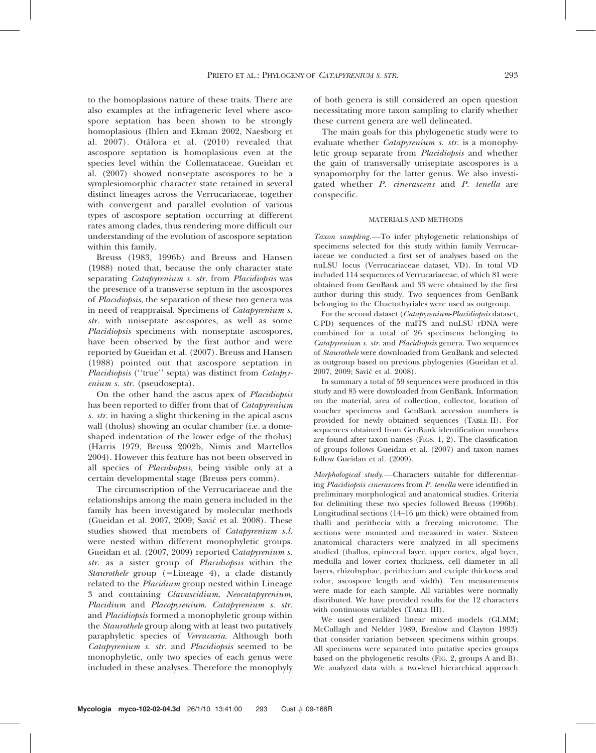to the homoplasious nature of these traits. There are also examples at the infrageneric level where ascospore septation has been shown to be strongly homoplasious (Ihlen and Ekman 2002, Naesborg et al. 2007). Otálora et al. (2010) revealed that ascospore septation is homoplasious even at the species level within the Collemataceae. Gueidan et al. (2007) showed nonseptate ascospores to be a symplesiomorphic character state retained in several distinct lineages across the Verrucariaceae, together with convergent and parallel evolution of various types of ascospore septation occurring at different rates among clades, thus rendering more difficult our understanding of the evolution of ascospore septation within this family.

Breuss (1983, 1996b) and Breuss and Hansen (1988) noted that, because the only character state separating *Catapyrenium s. str.* from *Placidiopsis* was the presence of a transverse septum in the ascospores of *Placidiopsis*, the separation of these two genera was in need of reappraisal. Specimens of *Catapyrenium s. str.* with uniseptate ascospores, as well as some *Placidiopsis* specimens with nonseptate ascospores, have been observed by the first author and were reported by Gueidan et al. (2007). Breuss and Hansen (1988) pointed out that ascospore septation in *Placidiopsis* (''true'' septa) was distinct from *Catapyrenium s. str.* (pseudosepta).

On the other hand the ascus apex of *Placidiopsis* has been reported to differ from that of *Catapyrenium s. str.* in having a slight thickening in the apical ascus wall (tholus) showing an ocular chamber (i.e. a dome-shaped indentation of the lower edge of the tholus) (Harris 1979, Breuss 2002b, Nimis and Martellos 2004). However this feature has not been observed in all species of *Placidiopsis*, being visible only at a certain developmental stage (Breuss pers comm).

The circumscription of the Verrucariaceae and the relationships among the main genera included in the family has been investigated by molecular methods (Gueidan et al. 2007, 2009; Savić et al. 2008). These studies showed that members of *Catapyrenium s.l.* were nested within different monophyletic groups. Gueidan et al. (2007, 2009) reported C*atapyrenium s. str.* as a sister group of *Placidiopsis* within the *Staurothele* group (=Lineage 4), a clade distantly related to the *Placidium* group nested within Lineage 3 and containing *Clavascidium*, *Neocatapyrenium*, *Placidium* and *Placopyrenium*. *Catapyrenium s. str.* and *Placidiopsis* formed a monophyletic group within the *Staurothele* group along with at least two putatively paraphyletic species of *Verrucaria*. Although both *Catapyrenium s. str.* and *Placidiopsis* seemed to be monophyletic, only two species of each genus were included in these analyses. Therefore the monophyly of both genera is still considered an open question necessitating more taxon sampling to clarify whether these current genera are well delineated.

The main goals for this phylogenetic study were to evaluate whether *Catapyrenium s. str.* is a monophyletic group separate from *Placidiopsis* and whether the gain of transversally uniseptate ascospores is a synapomorphy for the latter genus. We also investigated whether *P. cinerascens* and *P. tenella* are conspecific.

## MATERIALS AND METHODS

*Taxon sampling.*—To infer phylogenetic relationships of specimens selected for this study within family Verrucariaceae we conducted a first set of analyses based on the nuLSU locus (Verrucariaceae dataset, VD). In total VD included 114 sequences of Verrucariaceae, of which 81 were obtained from GenBank and 33 were obtained by the first author during this study. Two sequences from GenBank belonging to the Chaetothyriales were used as outgroup.

For the second dataset (*Catapyrenium-Placidiopsis* dataset, C-PD) sequences of the nuITS and nuLSU rDNA were combined for a total of 26 specimens belonging to *Catapyrenium s. str.* and *Placidiopsis* genera. Two sequences of *Staurothele* were downloaded from GenBank and selected as outgroup based on previous phylogenies (Gueidan et al. 2007, 2009; Savić et al. 2008).

In summary a total of 59 sequences were produced in this study and 85 were downloaded from GenBank. Information on the material, area of collection, collector, location of voucher specimens and GenBank accession numbers is provided for newly obtained sequences (TABLE II). For sequences obtained from GenBank identification numbers are found after taxon names (FIGS. 1, 2). The classification of groups follows Gueidan et al. (2007) and taxon names follow Gueidan et al. (2009).

*Morphological study.*—Characters suitable for differentiating *Placidiopsis cinerascens* from *P. tenella* were identified in preliminary morphological and anatomical studies. Criteria for delimiting these two species followed Breuss (1996b). Longitudinal sections (14–16 μm thick) were obtained from thalli and perithecia with a freezing microtome. The sections were mounted and measured in water. Sixteen anatomical characters were analyzed in all specimens studied (thallus, epinecral layer, upper cortex, algal layer, medulla and lower cortex thickness, cell diameter in all layers, rhizohyphae, perithecium and exciple thickness and color, ascospore length and width). Ten measurements were made for each sample. All variables were normally distributed. We have provided results for the 12 characters with continuous variables (TABLE III).

We used generalized linear mixed models (GLMM; McCullagh and Nelder 1989, Breslow and Clayton 1993) that consider variation between specimens within groups. All specimens were separated into putative species groups based on the phylogenetic results (FIG. 2, groups A and B). We analyzed data with a two-level hierarchical approach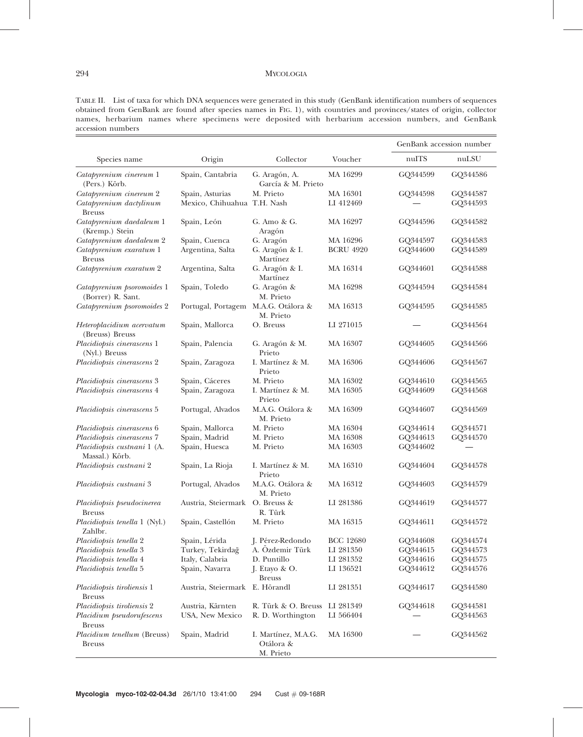TABLE II. List of taxa for which DNA sequences were generated in this study (GenBank identification numbers of sequences obtained from GenBank are found after species names in FIG. 1), with countries and provinces/states of origin, collector names, herbarium names where specimens were deposited with herbarium accession numbers, and GenBank accession numbers

| Species name | Origin | Collector | Voucher | GenBank accession number | |
|---|---|---|---|---|---|
| | | | | nuITS | nuLSU |
| *Catapyrenium cinereum* 1 (Pers.) Körb. | Spain, Cantabria | G. Aragón, A. García & M. Prieto | MA 16299 | GQ344599 | GQ344586 |
| *Catapyrenium cinereum* 2 | Spain, Asturias | M. Prieto | MA 16301 | GQ344598 | GQ344587 |
| *Catapyrenium dactylinum* Breuss | Mexico, Chihuahua | T.H. Nash | LI 412469 | — | GQ344593 |
| *Catapyrenium daedaleum* 1 (Kremp.) Stein | Spain, León | G. Amo & G. Aragón | MA 16297 | GQ344596 | GQ344582 |
| *Catapyrenium daedaleum* 2 | Spain, Cuenca | G. Aragón | MA 16296 | GQ344597 | GQ344583 |
| *Catapyrenium exaratum* 1 Breuss | Argentina, Salta | G. Aragón & I. Martínez | BCRU 4920 | GQ344600 | GQ344589 |
| *Catapyrenium exaratum* 2 | Argentina, Salta | G. Aragón & I. Martínez | MA 16314 | GQ344601 | GQ344588 |
| *Catapyrenium psoromoides* 1 (Borrer) R. Sant. | Spain, Toledo | G. Aragón & M. Prieto | MA 16298 | GQ344594 | GQ344584 |
| *Catapyrenium psoromoides* 2 | Portugal, Portagem | M.A.G. Otálora & M. Prieto | MA 16313 | GQ344595 | GQ344585 |
| *Heteroplacidium acervatum* (Breuss) Breuss | Spain, Mallorca | O. Breuss | LI 271015 | — | GQ344564 |
| *Placidiopsis cinerascens* 1 (Nyl.) Breuss | Spain, Palencia | G. Aragón & M. Prieto | MA 16307 | GQ344605 | GQ344566 |
| *Placidiopsis cinerascens* 2 | Spain, Zaragoza | I. Martínez & M. Prieto | MA 16306 | GQ344606 | GQ344567 |
| *Placidiopsis cinerascens* 3 | Spain, Cáceres | M. Prieto | MA 16302 | GQ344610 | GQ344565 |
| *Placidiopsis cinerascens* 4 | Spain, Zaragoza | I. Martínez & M. Prieto | MA 16305 | GQ344609 | GQ344568 |
| *Placidiopsis cinerascens* 5 | Portugal, Alvados | M.A.G. Otálora & M. Prieto | MA 16309 | GQ344607 | GQ344569 |
| *Placidiopsis cinerascens* 6 | Spain, Mallorca | M. Prieto | MA 16304 | GQ344614 | GQ344571 |
| *Placidiopsis cinerascens* 7 | Spain, Madrid | M. Prieto | MA 16308 | GQ344613 | GQ344570 |
| *Placidiopsis custnani* 1 (A. Massal.) Körb. | Spain, Huesca | M. Prieto | MA 16303 | GQ344602 | — |
| *Placidiopsis custnani* 2 | Spain, La Rioja | I. Martínez & M. Prieto | MA 16310 | GQ344604 | GQ344578 |
| *Placidiopsis custnani* 3 | Portugal, Alvados | M.A.G. Otálora & M. Prieto | MA 16312 | GQ344603 | GQ344579 |
| *Placidiopsis pseudocinerea* Breuss | Austria, Steiermark | O. Breuss & R. Türk | LI 281386 | GQ344619 | GQ344577 |
| *Placidiopsis tenella* 1 (Nyl.) Zahlbr. | Spain, Castellón | M. Prieto | MA 16315 | GQ344611 | GQ344572 |
| *Placidiopsis tenella* 2 | Spain, Lérida | J. Pérez-Redondo | BCC 12680 | GQ344608 | GQ344574 |
| *Placidiopsis tenella* 3 | Turkey, Tekirdağ | A. Özdemir Türk | LI 281350 | GQ344615 | GQ344573 |
| *Placidiopsis tenella* 4 | Italy, Calabria | D. Puntillo | LI 281352 | GQ344616 | GQ344575 |
| *Placidiopsis tenella* 5 | Spain, Navarra | J. Etayo & O. Breuss | LI 136521 | GQ344612 | GQ344576 |
| *Placidiopsis tiroliensis* 1 Breuss | Austria, Steiermark | E. Hörandl | LI 281351 | GQ344617 | GQ344580 |
| *Placidiopsis tiroliensis* 2 | Austria, Kärnten | R. Türk & O. Breuss | LI 281349 | GQ344618 | GQ344581 |
| *Placidium pseudorufescens* Breuss | USA, New Mexico | R. D. Worthington | LI 566404 | — | GQ344563 |
| *Placidium tenellum* (Breuss) Breuss | Spain, Madrid | I. Martínez, M.A.G. Otálora & M. Prieto | MA 16300 | — | GQ344562 |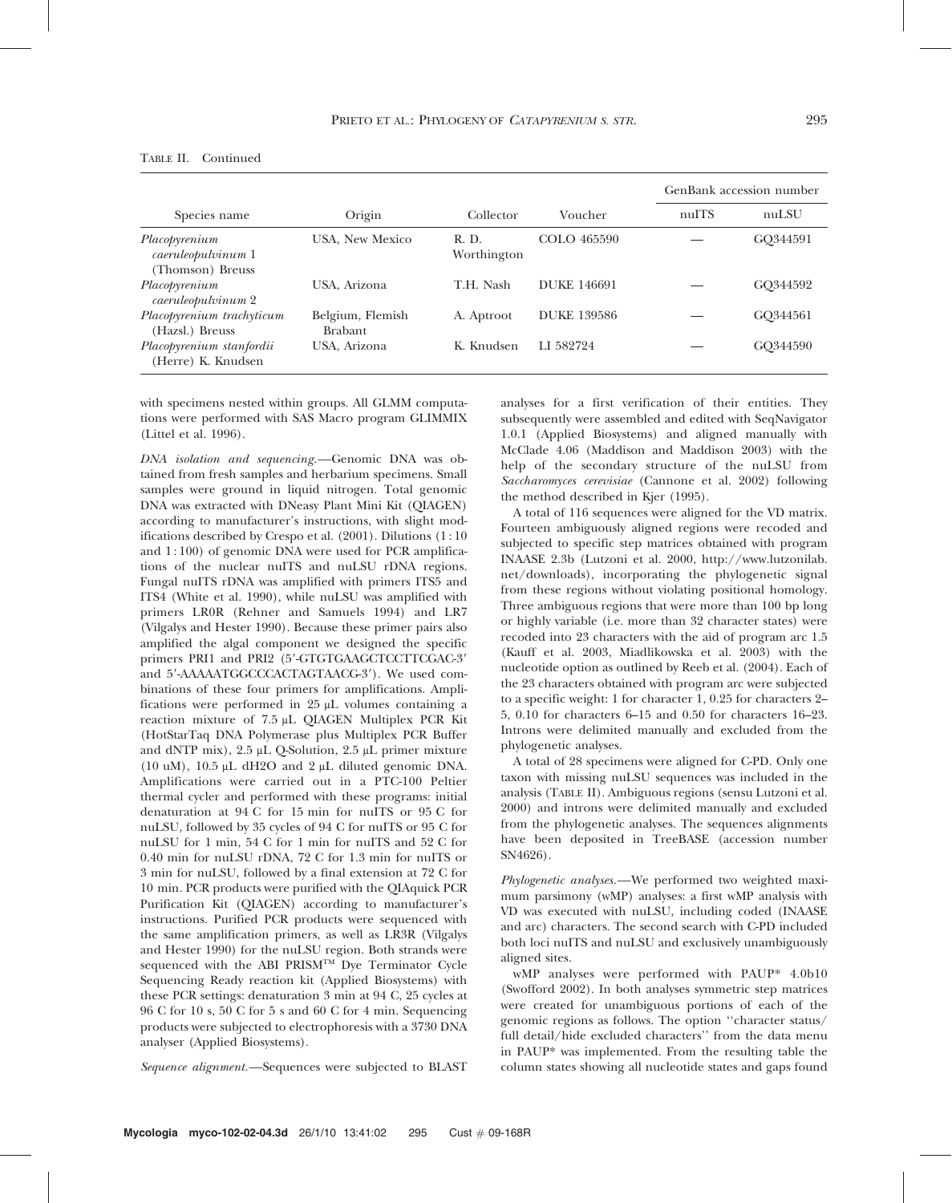TABLE II. Continued

| Species name | Origin | Collector | Voucher | GenBank accession number | |
|---|---|---|---|---|---|
| | | | | nuITS | nuLSU |
| *Placopyrenium caeruleopulvinum* 1 (Thomson) Breuss | USA, New Mexico | R. D. Worthington | COLO 465590 | — | GQ344591 |
| *Placopyrenium caeruleopulvinum* 2 | USA, Arizona | T.H. Nash | DUKE 146691 | — | GQ344592 |
| *Placopyrenium trachyticum* (Hazsl.) Breuss | Belgium, Flemish Brabant | A. Aptroot | DUKE 139586 | — | GQ344561 |
| *Placopyrenium stanfordii* (Herre) K. Knudsen | USA, Arizona | K. Knudsen | LI 582724 | — | GQ344590 |

with specimens nested within groups. All GLMM computations were performed with SAS Macro program GLIMMIX (Littel et al. 1996).

*DNA isolation and sequencing.*—Genomic DNA was obtained from fresh samples and herbarium specimens. Small samples were ground in liquid nitrogen. Total genomic DNA was extracted with DNeasy Plant Mini Kit (QIAGEN) according to manufacturer's instructions, with slight modifications described by Crespo et al. (2001). Dilutions (1 : 10 and 1 : 100) of genomic DNA were used for PCR amplifications of the nuclear nuITS and nuLSU rDNA regions. Fungal nuITS rDNA was amplified with primers ITS5 and ITS4 (White et al. 1990), while nuLSU was amplified with primers LR0R (Rehner and Samuels 1994) and LR7 (Vilgalys and Hester 1990). Because these primer pairs also amplified the algal component we designed the specific primers PRI1 and PRI2 (5′-GTGTGAAGCTCCTTCGAC-3′ and 5′-AAAAATGGCCCACTAGTAACG-3′). We used combinations of these four primers for amplifications. Amplifications were performed in 25 μL volumes containing a reaction mixture of 7.5 μL QIAGEN Multiplex PCR Kit (HotStarTaq DNA Polymerase plus Multiplex PCR Buffer and dNTP mix), 2.5 μL Q-Solution, 2.5 μL primer mixture (10 uM), 10.5 μL dH2O and 2 μL diluted genomic DNA. Amplifications were carried out in a PTC-100 Peltier thermal cycler and performed with these programs: initial denaturation at 94 C for 15 min for nuITS or 95 C for nuLSU, followed by 35 cycles of 94 C for nuITS or 95 C for nuLSU for 1 min, 54 C for 1 min for nuITS and 52 C for 0.40 min for nuLSU rDNA, 72 C for 1.3 min for nuITS or 3 min for nuLSU, followed by a final extension at 72 C for 10 min. PCR products were purified with the QIAquick PCR Purification Kit (QIAGEN) according to manufacturer's instructions. Purified PCR products were sequenced with the same amplification primers, as well as LR3R (Vilgalys and Hester 1990) for the nuLSU region. Both strands were sequenced with the ABI PRISM™ Dye Terminator Cycle Sequencing Ready reaction kit (Applied Biosystems) with these PCR settings: denaturation 3 min at 94 C, 25 cycles at 96 C for 10 s, 50 C for 5 s and 60 C for 4 min. Sequencing products were subjected to electrophoresis with a 3730 DNA analyser (Applied Biosystems).

*Sequence alignment.*—Sequences were subjected to BLAST analyses for a first verification of their entities. They subsequently were assembled and edited with SeqNavigator 1.0.1 (Applied Biosystems) and aligned manually with McClade 4.06 (Maddison and Maddison 2003) with the help of the secondary structure of the nuLSU from *Saccharomyces cerevisiae* (Cannone et al. 2002) following the method described in Kjer (1995).

A total of 116 sequences were aligned for the VD matrix. Fourteen ambiguously aligned regions were recoded and subjected to specific step matrices obtained with program INAASE 2.3b (Lutzoni et al. 2000, http://www.lutzonilab.net/downloads), incorporating the phylogenetic signal from these regions without violating positional homology. Three ambiguous regions that were more than 100 bp long or highly variable (i.e. more than 32 character states) were recoded into 23 characters with the aid of program arc 1.5 (Kauff et al. 2003, Miadlikowska et al. 2003) with the nucleotide option as outlined by Reeb et al. (2004). Each of the 23 characters obtained with program arc were subjected to a specific weight: 1 for character 1, 0.25 for characters 2–5, 0.10 for characters 6–15 and 0.50 for characters 16–23. Introns were delimited manually and excluded from the phylogenetic analyses.

A total of 28 specimens were aligned for C-PD. Only one taxon with missing nuLSU sequences was included in the analysis (TABLE II). Ambiguous regions (sensu Lutzoni et al. 2000) and introns were delimited manually and excluded from the phylogenetic analyses. The sequences alignments have been deposited in TreeBASE (accession number SN4626).

*Phylogenetic analyses.*—We performed two weighted maximum parsimony (wMP) analyses: a first wMP analysis with VD was executed with nuLSU, including coded (INAASE and arc) characters. The second search with C-PD included both loci nuITS and nuLSU and exclusively unambiguously aligned sites.

wMP analyses were performed with PAUP* 4.0b10 (Swofford 2002). In both analyses symmetric step matrices were created for unambiguous portions of each of the genomic regions as follows. The option ''character status/full detail/hide excluded characters'' from the data menu in PAUP* was implemented. From the resulting table the column states showing all nucleotide states and gaps found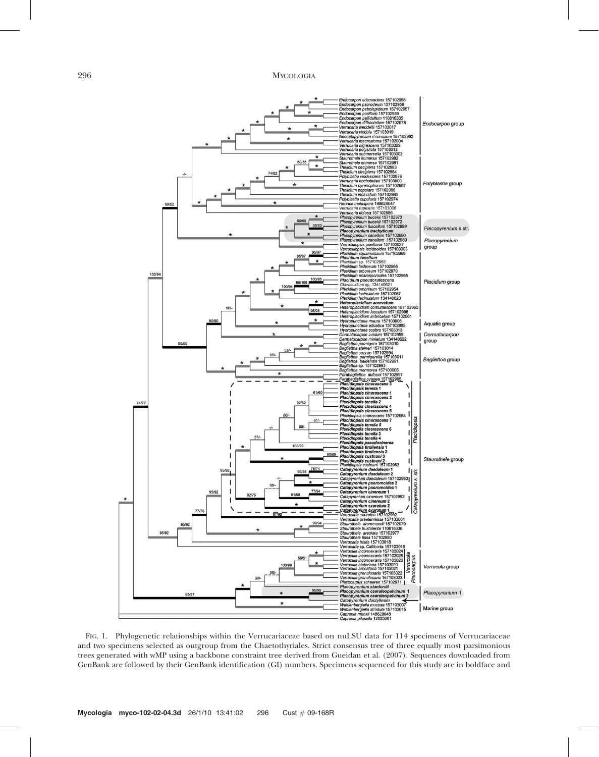FIG. 1. Phylogenetic relationships within the Verrucariaceae based on nuLSU data for 114 specimens of Verrucariaceae and two specimens selected as outgroup from the Chaetothyriales. Strict consensus tree of three equally most parsimonious trees generated with wMP using a backbone constraint tree derived from Gueidan et al. (2007). Sequences downloaded from GenBank are followed by their GenBank identification (GI) numbers. Specimens sequenced for this study are in boldface and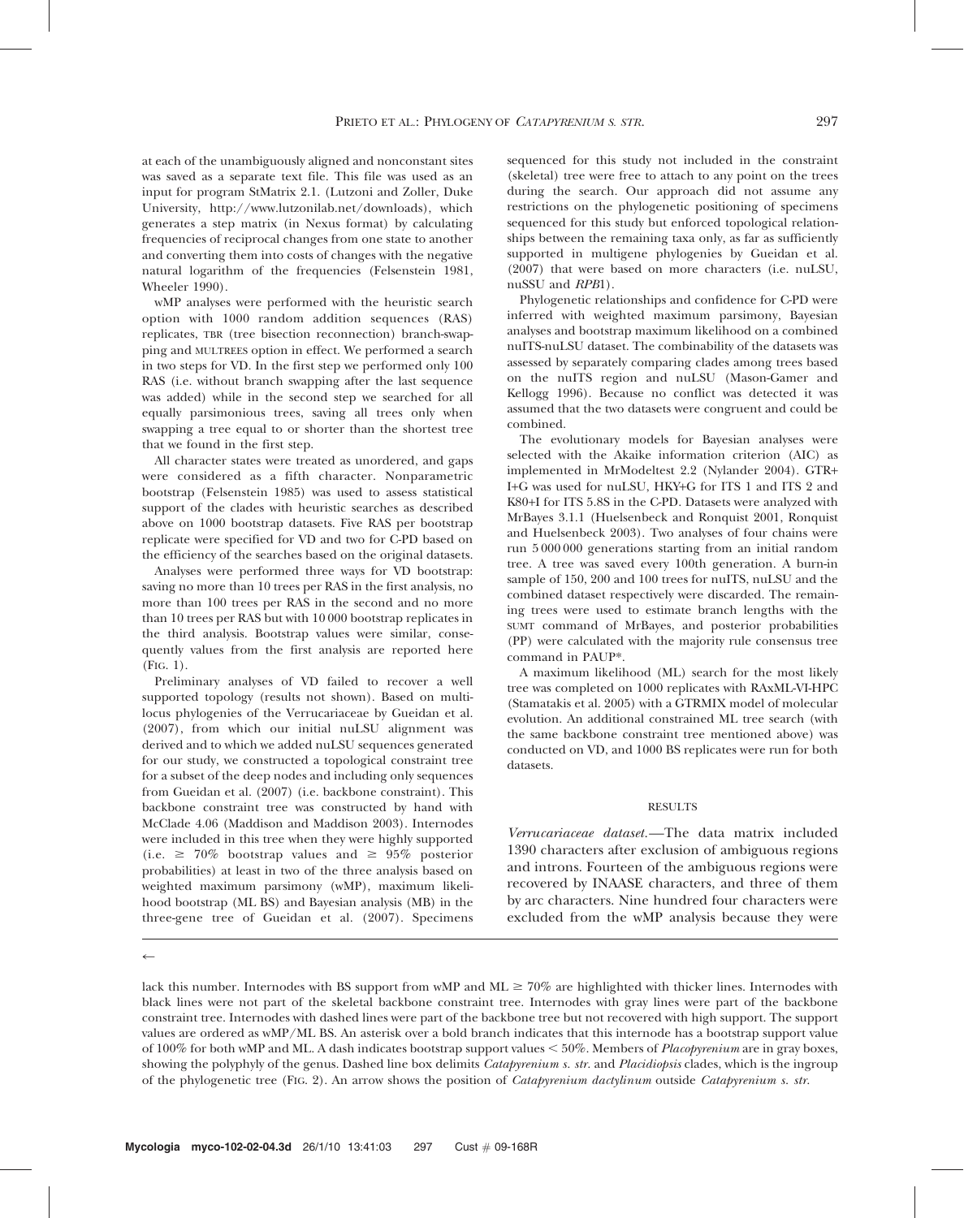at each of the unambiguously aligned and nonconstant sites was saved as a separate text file. This file was used as an input for program StMatrix 2.1. (Lutzoni and Zoller, Duke University, http://www.lutzonilab.net/downloads), which generates a step matrix (in Nexus format) by calculating frequencies of reciprocal changes from one state to another and converting them into costs of changes with the negative natural logarithm of the frequencies (Felsenstein 1981, Wheeler 1990).

wMP analyses were performed with the heuristic search option with 1000 random addition sequences (RAS) replicates, TBR (tree bisection reconnection) branch-swapping and MULTREES option in effect. We performed a search in two steps for VD. In the first step we performed only 100 RAS (i.e. without branch swapping after the last sequence was added) while in the second step we searched for all equally parsimonious trees, saving all trees only when swapping a tree equal to or shorter than the shortest tree that we found in the first step.

All character states were treated as unordered, and gaps were considered as a fifth character. Nonparametric bootstrap (Felsenstein 1985) was used to assess statistical support of the clades with heuristic searches as described above on 1000 bootstrap datasets. Five RAS per bootstrap replicate were specified for VD and two for C-PD based on the efficiency of the searches based on the original datasets.

Analyses were performed three ways for VD bootstrap: saving no more than 10 trees per RAS in the first analysis, no more than 100 trees per RAS in the second and no more than 10 trees per RAS but with 10 000 bootstrap replicates in the third analysis. Bootstrap values were similar, consequently values from the first analysis are reported here (FIG. 1).

Preliminary analyses of VD failed to recover a well supported topology (results not shown). Based on multilocus phylogenies of the Verrucariaceae by Gueidan et al. (2007), from which our initial nuLSU alignment was derived and to which we added nuLSU sequences generated for our study, we constructed a topological constraint tree for a subset of the deep nodes and including only sequences from Gueidan et al. (2007) (i.e. backbone constraint). This backbone constraint tree was constructed by hand with McClade 4.06 (Maddison and Maddison 2003). Internodes were included in this tree when they were highly supported (i.e. $\geq$ 70% bootstrap values and $\geq$ 95% posterior probabilities) at least in two of the three analysis based on weighted maximum parsimony (wMP), maximum likelihood bootstrap (ML BS) and Bayesian analysis (MB) in the three-gene tree of Gueidan et al. (2007). Specimens sequenced for this study not included in the constraint (skeletal) tree were free to attach to any point on the trees during the search. Our approach did not assume any restrictions on the phylogenetic positioning of specimens sequenced for this study but enforced topological relationships between the remaining taxa only, as far as sufficiently supported in multigene phylogenies by Gueidan et al. (2007) that were based on more characters (i.e. nuLSU, nuSSU and *RPB*1).

Phylogenetic relationships and confidence for C-PD were inferred with weighted maximum parsimony, Bayesian analyses and bootstrap maximum likelihood on a combined nuITS-nuLSU dataset. The combinability of the datasets was assessed by separately comparing clades among trees based on the nuITS region and nuLSU (Mason-Gamer and Kellogg 1996). Because no conflict was detected it was assumed that the two datasets were congruent and could be combined.

The evolutionary models for Bayesian analyses were selected with the Akaike information criterion (AIC) as implemented in MrModeltest 2.2 (Nylander 2004). GTR+I+G was used for nuLSU, HKY+G for ITS 1 and ITS 2 and K80+I for ITS 5.8S in the C-PD. Datasets were analyzed with MrBayes 3.1.1 (Huelsenbeck and Ronquist 2001, Ronquist and Huelsenbeck 2003). Two analyses of four chains were run 5 000 000 generations starting from an initial random tree. A tree was saved every 100th generation. A burn-in sample of 150, 200 and 100 trees for nuITS, nuLSU and the combined dataset respectively were discarded. The remaining trees were used to estimate branch lengths with the SUMT command of MrBayes, and posterior probabilities (PP) were calculated with the majority rule consensus tree command in PAUP*.

A maximum likelihood (ML) search for the most likely tree was completed on 1000 replicates with RAxML-VI-HPC (Stamatakis et al. 2005) with a GTRMIX model of molecular evolution. An additional constrained ML tree search (with the same backbone constraint tree mentioned above) was conducted on VD, and 1000 BS replicates were run for both datasets.

## RESULTS

*Verrucariaceae dataset.*—The data matrix included 1390 characters after exclusion of ambiguous regions and introns. Fourteen of the ambiguous regions were recovered by INAASE characters, and three of them by arc characters. Nine hundred four characters were excluded from the wMP analysis because they were

←

lack this number. Internodes with BS support from wMP and ML $\geq$ 70% are highlighted with thicker lines. Internodes with black lines were not part of the skeletal backbone constraint tree. Internodes with gray lines were part of the backbone constraint tree. Internodes with dashed lines were part of the backbone tree but not recovered with high support. The support values are ordered as wMP/ML BS. An asterisk over a bold branch indicates that this internode has a bootstrap support value of 100% for both wMP and ML. A dash indicates bootstrap support values < 50%. Members of *Placopyrenium* are in gray boxes, showing the polyphyly of the genus. Dashed line box delimits *Catapyrenium s. str.* and *Placidiopsis* clades, which is the ingroup of the phylogenetic tree (FIG. 2). An arrow shows the position of *Catapyrenium dactylinum* outside *Catapyrenium s. str.*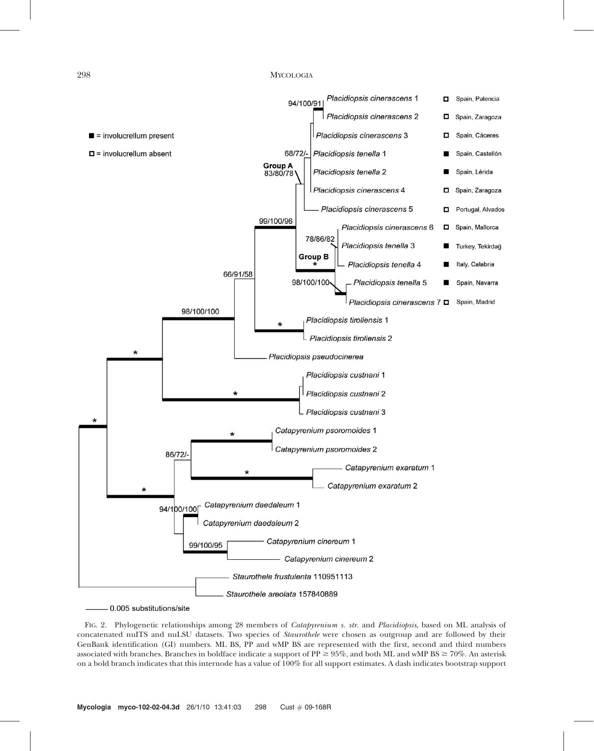FIG. 2. Phylogenetic relationships among 28 members of *Catapyrenium s. str.* and *Placidiopsis*, based on ML analysis of concatenated nuITS and nuLSU datasets. Two species of *Staurothele* were chosen as outgroup and are followed by their GenBank identification (GI) numbers. ML BS, PP and wMP BS are represented with the first, second and third numbers associated with branches. Branches in boldface indicate a support of PP ≥ 95%, and both ML and wMP BS ≥ 70%. An asterisk on a bold branch indicates that this internode has a value of 100% for all support estimates. A dash indicates bootstrap support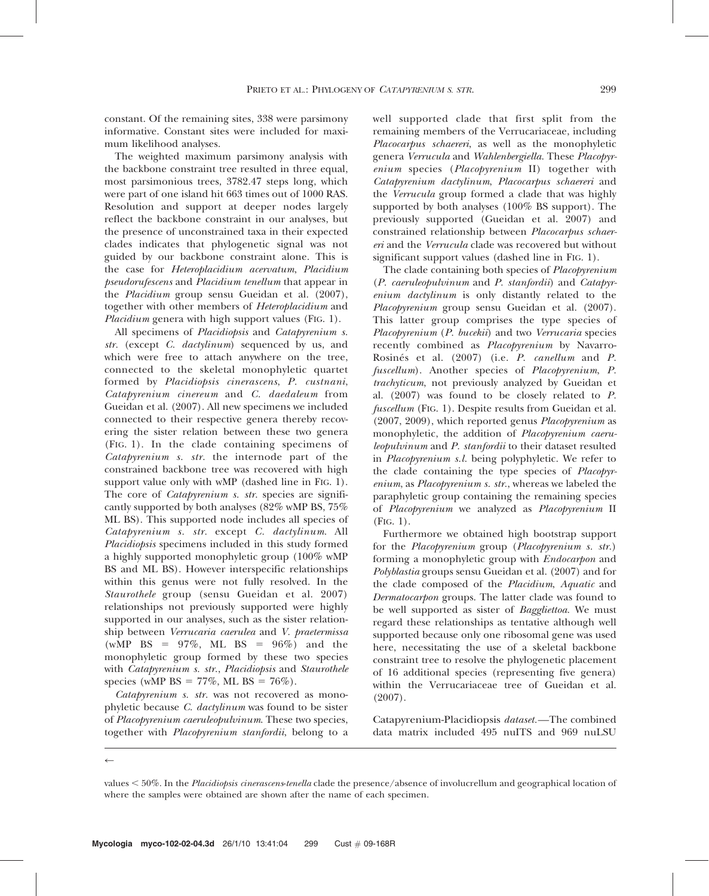constant. Of the remaining sites, 338 were parsimony informative. Constant sites were included for maximum likelihood analyses.

The weighted maximum parsimony analysis with the backbone constraint tree resulted in three equal, most parsimonious trees, 3782.47 steps long, which were part of one island hit 663 times out of 1000 RAS. Resolution and support at deeper nodes largely reflect the backbone constraint in our analyses, but the presence of unconstrained taxa in their expected clades indicates that phylogenetic signal was not guided by our backbone constraint alone. This is the case for *Heteroplacidium acervatum*, *Placidium pseudorufescens* and *Placidium tenellum* that appear in the *Placidium* group sensu Gueidan et al. (2007), together with other members of *Heteroplacidium* and *Placidium* genera with high support values (FIG. 1).

All specimens of *Placidiopsis* and *Catapyrenium s. str.* (except *C. dactylinum*) sequenced by us, and which were free to attach anywhere on the tree, connected to the skeletal monophyletic quartet formed by *Placidiopsis cinerascens*, *P. custnani*, *Catapyrenium cinereum* and *C. daedaleum* from Gueidan et al. (2007). All new specimens we included connected to their respective genera thereby recovering the sister relation between these two genera (FIG. 1). In the clade containing specimens of *Catapyrenium s. str.* the internode part of the constrained backbone tree was recovered with high support value only with wMP (dashed line in FIG. 1). The core of *Catapyrenium s. str.* species are significantly supported by both analyses (82% wMP BS, 75% ML BS). This supported node includes all species of *Catapyrenium s. str.* except *C. dactylinum*. All *Placidiopsis* specimens included in this study formed a highly supported monophyletic group (100% wMP BS and ML BS). However interspecific relationships within this genus were not fully resolved. In the *Staurothele* group (sensu Gueidan et al. 2007) relationships not previously supported were highly supported in our analyses, such as the sister relationship between *Verrucaria caerulea* and *V. praetermissa* (wMP BS = 97%, ML BS = 96%) and the monophyletic group formed by these two species with *Catapyrenium s. str.*, *Placidiopsis* and *Staurothele* species (wMP BS = 77%, ML BS = 76%).

*Catapyrenium s. str.* was not recovered as monophyletic because *C. dactylinum* was found to be sister of *Placopyrenium caeruleopulvinum*. These two species, together with *Placopyrenium stanfordii*, belong to a well supported clade that first split from the remaining members of the Verrucariaceae, including *Placocarpus schaereri*, as well as the monophyletic genera *Verrucula* and *Wahlenbergiella*. These *Placopyrenium* species (*Placopyrenium* II) together with *Catapyrenium dactylinum*, *Placocarpus schaereri* and the *Verrucula* group formed a clade that was highly supported by both analyses (100% BS support). The previously supported (Gueidan et al. 2007) and constrained relationship between *Placocarpus schaereri* and the *Verrucula* clade was recovered but without significant support values (dashed line in FIG. 1).

The clade containing both species of *Placopyrenium* (*P. caeruleopulvinum* and *P. stanfordii*) and *Catapyrenium dactylinum* is only distantly related to the *Placopyrenium* group sensu Gueidan et al. (2007). This latter group comprises the type species of *Placopyrenium* (*P. bucekii*) and two *Verrucaria* species recently combined as *Placopyrenium* by Navarro-Rosinés et al. (2007) (i.e. *P. canellum* and *P. fuscellum*). Another species of *Placopyrenium*, *P. trachyticum*, not previously analyzed by Gueidan et al. (2007) was found to be closely related to *P. fuscellum* (FIG. 1). Despite results from Gueidan et al. (2007, 2009), which reported genus *Placopyrenium* as monophyletic, the addition of *Placopyrenium caeruleopulvinum* and *P. stanfordii* to their dataset resulted in *Placopyrenium s.l.* being polyphyletic. We refer to the clade containing the type species of *Placopyrenium*, as *Placopyrenium s. str.*, whereas we labeled the paraphyletic group containing the remaining species of *Placopyrenium* we analyzed as *Placopyrenium* II (FIG. 1).

Furthermore we obtained high bootstrap support for the *Placopyrenium* group (*Placopyrenium s. str.*) forming a monophyletic group with *Endocarpon* and *Polyblastia* groups sensu Gueidan et al. (2007) and for the clade composed of the *Placidium*, *Aquatic* and *Dermatocarpon* groups. The latter clade was found to be well supported as sister of *Bagliettoa*. We must regard these relationships as tentative although well supported because only one ribosomal gene was used here, necessitating the use of a skeletal backbone constraint tree to resolve the phylogenetic placement of 16 additional species (representing five genera) within the Verrucariaceae tree of Gueidan et al. (2007).

Catapyrenium-Placidiopsis *dataset*.—The combined data matrix included 495 nuITS and 969 nuLSU

←

values < 50%. In the *Placidiopsis cinerascens-tenella* clade the presence/absence of involucrellum and geographical location of where the samples were obtained are shown after the name of each specimen.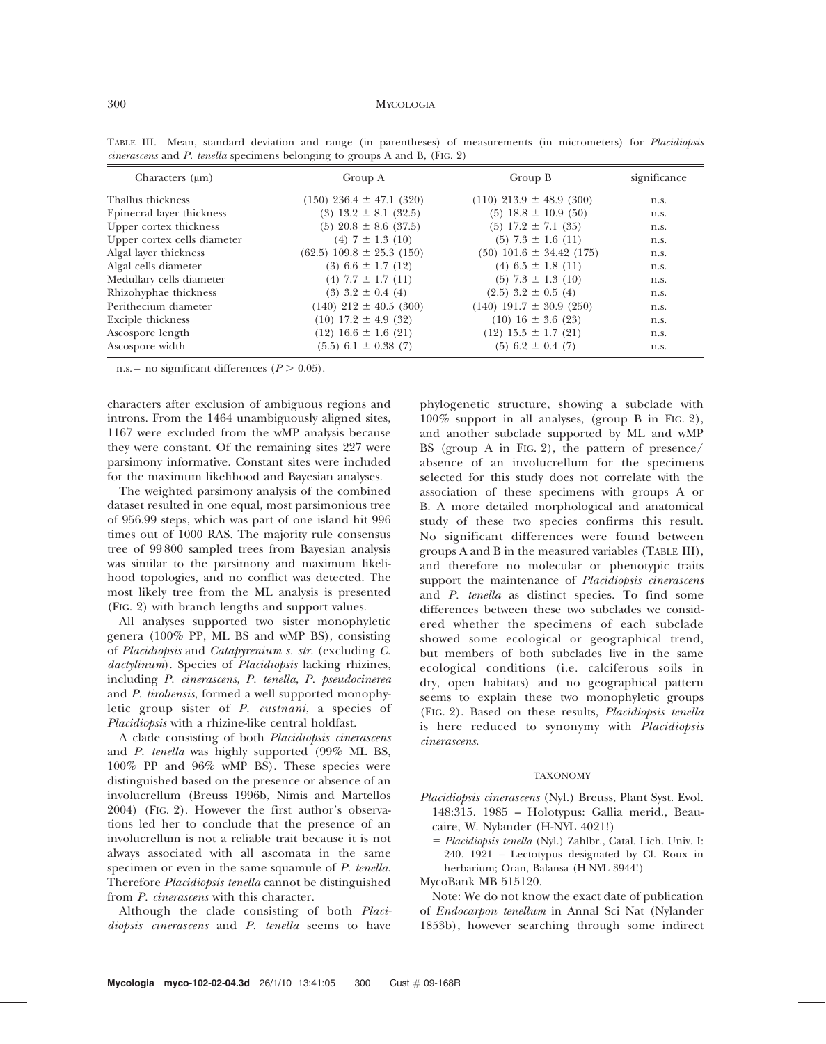TABLE III. Mean, standard deviation and range (in parentheses) of measurements (in micrometers) for *Placidiopsis cinerascens* and *P. tenella* specimens belonging to groups A and B, (FIG. 2)

| Characters (μm) | Group A | Group B | significance |
|---|---|---|---|
| Thallus thickness | (150) 236.4 ± 47.1 (320) | (110) 213.9 ± 48.9 (300) | n.s. |
| Epinecral layer thickness | (3) 13.2 ± 8.1 (32.5) | (5) 18.8 ± 10.9 (50) | n.s. |
| Upper cortex thickness | (5) 20.8 ± 8.6 (37.5) | (5) 17.2 ± 7.1 (35) | n.s. |
| Upper cortex cells diameter | (4) 7 ± 1.3 (10) | (5) 7.3 ± 1.6 (11) | n.s. |
| Algal layer thickness | (62.5) 109.8 ± 25.3 (150) | (50) 101.6 ± 34.42 (175) | n.s. |
| Algal cells diameter | (3) 6.6 ± 1.7 (12) | (4) 6.5 ± 1.8 (11) | n.s. |
| Medullary cells diameter | (4) 7.7 ± 1.7 (11) | (5) 7.3 ± 1.3 (10) | n.s. |
| Rhizohyphae thickness | (3) 3.2 ± 0.4 (4) | (2.5) 3.2 ± 0.5 (4) | n.s. |
| Perithecium diameter | (140) 212 ± 40.5 (300) | (140) 191.7 ± 30.9 (250) | n.s. |
| Exciple thickness | (10) 17.2 ± 4.9 (32) | (10) 16 ± 3.6 (23) | n.s. |
| Ascospore length | (12) 16.6 ± 1.6 (21) | (12) 15.5 ± 1.7 (21) | n.s. |
| Ascospore width | (5.5) 6.1 ± 0.38 (7) | (5) 6.2 ± 0.4 (7) | n.s. |

n.s.= no significant differences ($P > 0.05$).

characters after exclusion of ambiguous regions and introns. From the 1464 unambiguously aligned sites, 1167 were excluded from the wMP analysis because they were constant. Of the remaining sites 227 were parsimony informative. Constant sites were included for the maximum likelihood and Bayesian analyses.

The weighted parsimony analysis of the combined dataset resulted in one equal, most parsimonious tree of 956.99 steps, which was part of one island hit 996 times out of 1000 RAS. The majority rule consensus tree of 99 800 sampled trees from Bayesian analysis was similar to the parsimony and maximum likelihood topologies, and no conflict was detected. The most likely tree from the ML analysis is presented (FIG. 2) with branch lengths and support values.

All analyses supported two sister monophyletic genera (100% PP, ML BS and wMP BS), consisting of *Placidiopsis* and *Catapyrenium s. str.* (excluding *C. dactylinum*). Species of *Placidiopsis* lacking rhizines, including *P. cinerascens*, *P. tenella*, *P. pseudocinerea* and *P. tiroliensis*, formed a well supported monophyletic group sister of *P. custnani*, a species of *Placidiopsis* with a rhizine-like central holdfast.

A clade consisting of both *Placidiopsis cinerascens* and *P. tenella* was highly supported (99% ML BS, 100% PP and 96% wMP BS). These species were distinguished based on the presence or absence of an involucrellum (Breuss 1996b, Nimis and Martellos 2004) (FIG. 2). However the first author's observations led her to conclude that the presence of an involucrellum is not a reliable trait because it is not always associated with all ascomata in the same specimen or even in the same squamule of *P. tenella*. Therefore *Placidiopsis tenella* cannot be distinguished from *P. cinerascens* with this character.

Although the clade consisting of both *Placidiopsis cinerascens* and *P. tenella* seems to have phylogenetic structure, showing a subclade with 100% support in all analyses, (group B in FIG. 2), and another subclade supported by ML and wMP BS (group A in FIG. 2), the pattern of presence/absence of an involucrellum for the specimens selected for this study does not correlate with the association of these specimens with groups A or B. A more detailed morphological and anatomical study of these two species confirms this result. No significant differences were found between groups A and B in the measured variables (TABLE III), and therefore no molecular or phenotypic traits support the maintenance of *Placidiopsis cinerascens* and *P. tenella* as distinct species. To find some differences between these two subclades we considered whether the specimens of each subclade showed some ecological or geographical trend, but members of both subclades live in the same ecological conditions (i.e. calciferous soils in dry, open habitats) and no geographical pattern seems to explain these two monophyletic groups (FIG. 2). Based on these results, *Placidiopsis tenella* is here reduced to synonymy with *Placidiopsis cinerascens*.

## TAXONOMY

*Placidiopsis cinerascens* (Nyl.) Breuss, Plant Syst. Evol. 148:315. 1985 – Holotypus: Gallia merid., Beaucaire, W. Nylander (H-NYL 4021!)

= *Placidiopsis tenella* (Nyl.) Zahlbr., Catal. Lich. Univ. I: 240. 1921 – Lectotypus designated by Cl. Roux in herbarium; Oran, Balansa (H-NYL 3944!)

MycoBank MB 515120.

Note: We do not know the exact date of publication of *Endocarpon tenellum* in Annal Sci Nat (Nylander 1853b), however searching through some indirect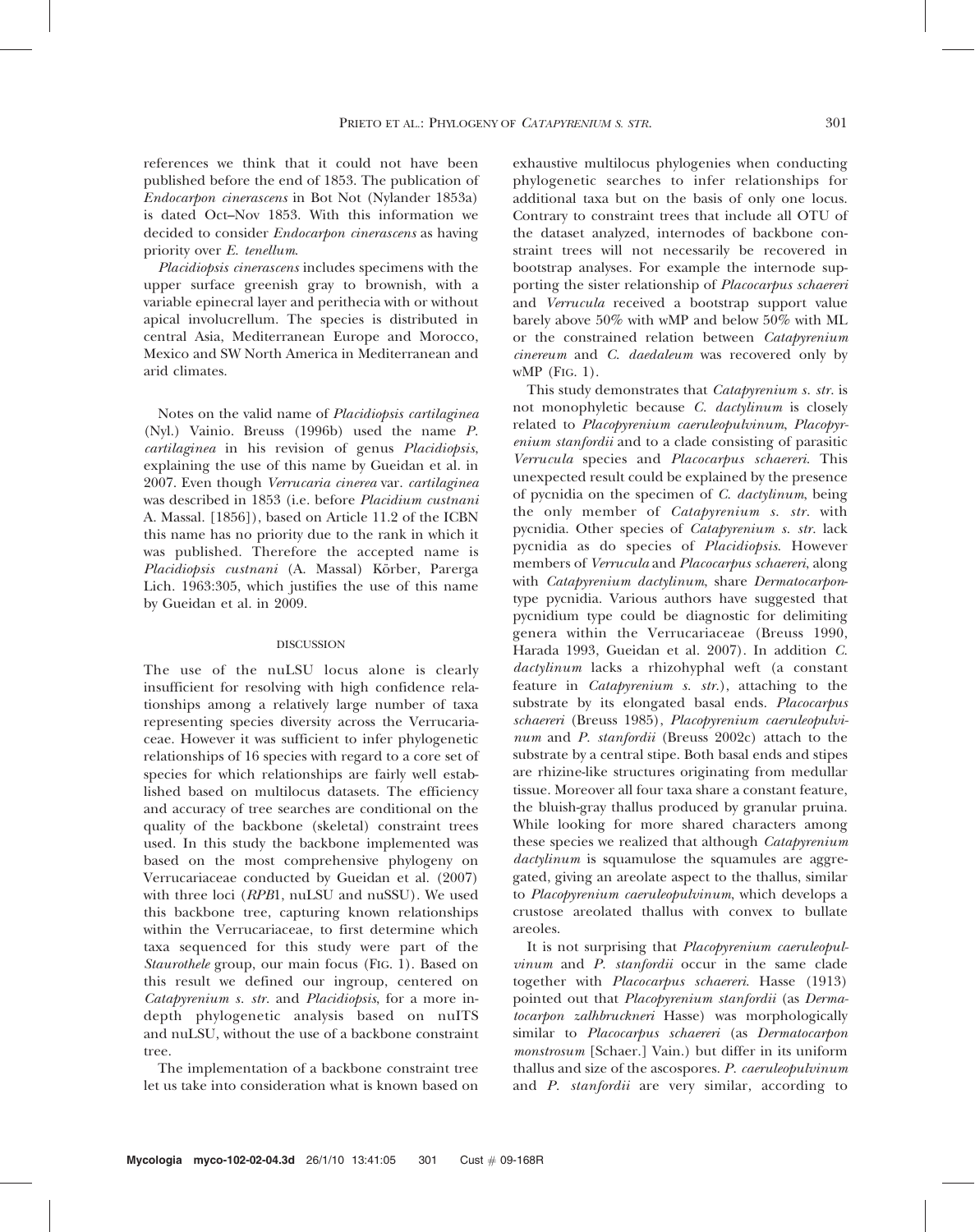references we think that it could not have been published before the end of 1853. The publication of *Endocarpon cinerascens* in Bot Not (Nylander 1853a) is dated Oct–Nov 1853. With this information we decided to consider *Endocarpon cinerascens* as having priority over *E. tenellum*.

*Placidiopsis cinerascens* includes specimens with the upper surface greenish gray to brownish, with a variable epinecral layer and perithecia with or without apical involucrellum. The species is distributed in central Asia, Mediterranean Europe and Morocco, Mexico and SW North America in Mediterranean and arid climates.

Notes on the valid name of *Placidiopsis cartilaginea* (Nyl.) Vainio. Breuss (1996b) used the name *P. cartilaginea* in his revision of genus *Placidiopsis*, explaining the use of this name by Gueidan et al. in 2007. Even though *Verrucaria cinerea* var. *cartilaginea* was described in 1853 (i.e. before *Placidium custnani* A. Massal. [1856]), based on Article 11.2 of the ICBN this name has no priority due to the rank in which it was published. Therefore the accepted name is *Placidiopsis custnani* (A. Massal) Körber, Parerga Lich. 1963:305, which justifies the use of this name by Gueidan et al. in 2009.

## DISCUSSION

The use of the nuLSU locus alone is clearly insufficient for resolving with high confidence relationships among a relatively large number of taxa representing species diversity across the Verrucariaceae. However it was sufficient to infer phylogenetic relationships of 16 species with regard to a core set of species for which relationships are fairly well established based on multilocus datasets. The efficiency and accuracy of tree searches are conditional on the quality of the backbone (skeletal) constraint trees used. In this study the backbone implemented was based on the most comprehensive phylogeny on Verrucariaceae conducted by Gueidan et al. (2007) with three loci (*RPB*1, nuLSU and nuSSU). We used this backbone tree, capturing known relationships within the Verrucariaceae, to first determine which taxa sequenced for this study were part of the *Staurothele* group, our main focus (FIG. 1). Based on this result we defined our ingroup, centered on *Catapyrenium s. str.* and *Placidiopsis*, for a more in-depth phylogenetic analysis based on nuITS and nuLSU, without the use of a backbone constraint tree.

The implementation of a backbone constraint tree let us take into consideration what is known based on exhaustive multilocus phylogenies when conducting phylogenetic searches to infer relationships for additional taxa but on the basis of only one locus. Contrary to constraint trees that include all OTU of the dataset analyzed, internodes of backbone constraint trees will not necessarily be recovered in bootstrap analyses. For example the internode supporting the sister relationship of *Placocarpus schaereri* and *Verrucula* received a bootstrap support value barely above 50% with wMP and below 50% with ML or the constrained relation between *Catapyrenium cinereum* and *C. daedaleum* was recovered only by wMP (FIG. 1).

This study demonstrates that *Catapyrenium s. str.* is not monophyletic because *C. dactylinum* is closely related to *Placopyrenium caeruleopulvinum*, *Placopyrenium stanfordii* and to a clade consisting of parasitic *Verrucula* species and *Placocarpus schaereri*. This unexpected result could be explained by the presence of pycnidia on the specimen of *C. dactylinum*, being the only member of *Catapyrenium s. str.* with pycnidia. Other species of *Catapyrenium s. str.* lack pycnidia as do species of *Placidiopsis*. However members of *Verrucula* and *Placocarpus schaereri*, along with *Catapyrenium dactylinum*, share *Dermatocarpon*-type pycnidia. Various authors have suggested that pycnidium type could be diagnostic for delimiting genera within the Verrucariaceae (Breuss 1990, Harada 1993, Gueidan et al. 2007). In addition *C. dactylinum* lacks a rhizohyphal weft (a constant feature in *Catapyrenium s. str.*), attaching to the substrate by its elongated basal ends. *Placocarpus schaereri* (Breuss 1985), *Placopyrenium caeruleopulvinum* and *P. stanfordii* (Breuss 2002c) attach to the substrate by a central stipe. Both basal ends and stipes are rhizine-like structures originating from medullar tissue. Moreover all four taxa share a constant feature, the bluish-gray thallus produced by granular pruina. While looking for more shared characters among these species we realized that although *Catapyrenium dactylinum* is squamulose the squamules are aggregated, giving an areolate aspect to the thallus, similar to *Placopyrenium caeruleopulvinum*, which develops a crustose areolated thallus with convex to bullate areoles.

It is not surprising that *Placopyrenium caeruleopulvinum* and *P. stanfordii* occur in the same clade together with *Placocarpus schaereri*. Hasse (1913) pointed out that *Placopyrenium stanfordii* (as *Dermatocarpon zalhbruckneri* Hasse) was morphologically similar to *Placocarpus schaereri* (as *Dermatocarpon monstrosum* [Schaer.] Vain.) but differ in its uniform thallus and size of the ascospores. *P. caeruleopulvinum* and *P. stanfordii* are very similar, according to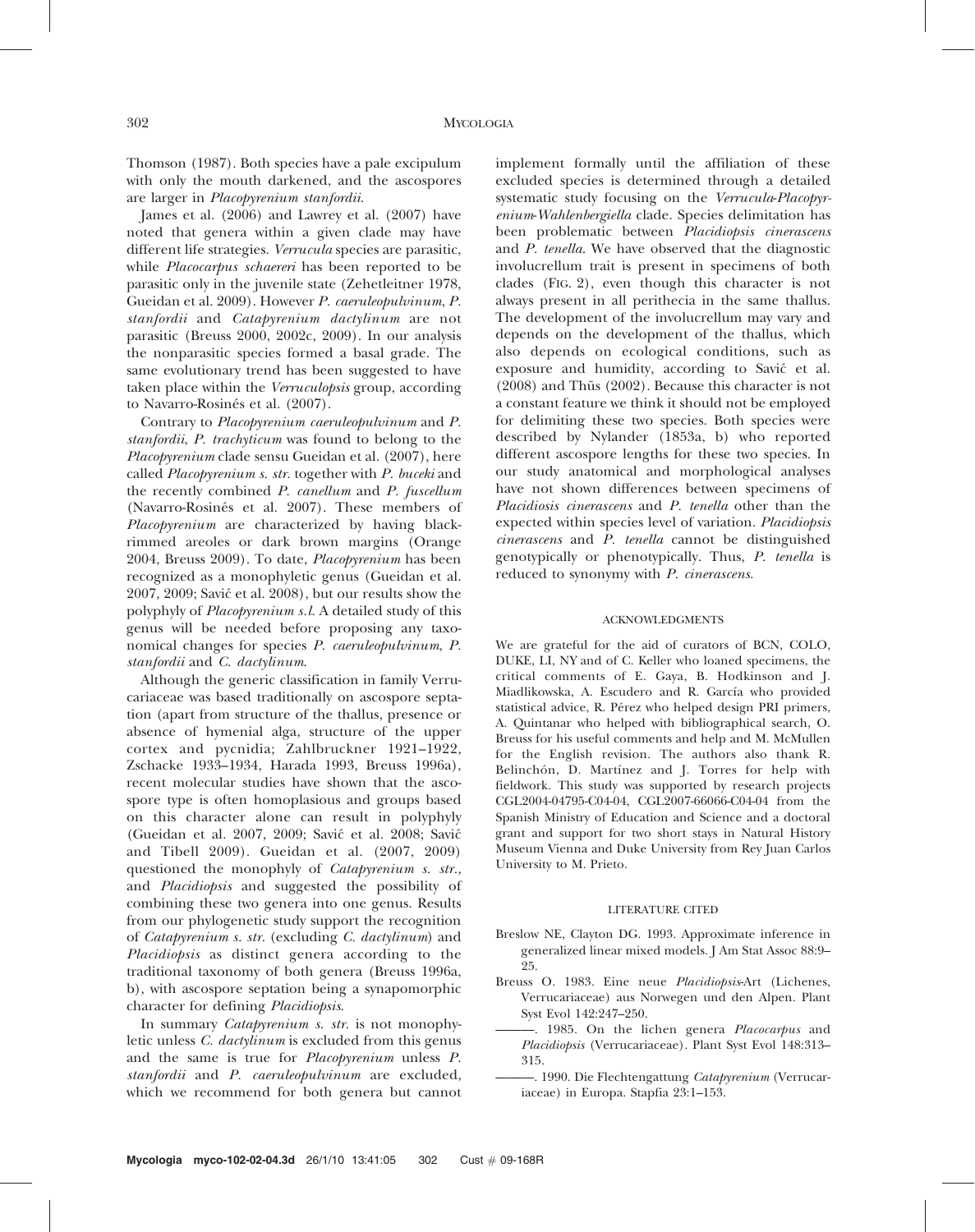Thomson (1987). Both species have a pale excipulum with only the mouth darkened, and the ascospores are larger in *Placopyrenium stanfordii*.

James et al. (2006) and Lawrey et al. (2007) have noted that genera within a given clade may have different life strategies. *Verrucula* species are parasitic, while *Placocarpus schaereri* has been reported to be parasitic only in the juvenile state (Zehetleitner 1978, Gueidan et al. 2009). However *P. caeruleopulvinum*, *P. stanfordii* and *Catapyrenium dactylinum* are not parasitic (Breuss 2000, 2002c, 2009). In our analysis the nonparasitic species formed a basal grade. The same evolutionary trend has been suggested to have taken place within the *Verruculopsis* group, according to Navarro-Rosinés et al. (2007).

Contrary to *Placopyrenium caeruleopulvinum* and *P. stanfordii*, *P. trachyticum* was found to belong to the *Placopyrenium* clade sensu Gueidan et al. (2007), here called *Placopyrenium s. str.* together with *P. buceki* and the recently combined *P. canellum* and *P. fuscellum* (Navarro-Rosinés et al. 2007). These members of *Placopyrenium* are characterized by having black-rimmed areoles or dark brown margins (Orange 2004, Breuss 2009). To date, *Placopyrenium* has been recognized as a monophyletic genus (Gueidan et al. 2007, 2009; Savić et al. 2008), but our results show the polyphyly of *Placopyrenium s.l.* A detailed study of this genus will be needed before proposing any taxonomical changes for species *P. caeruleopulvinum*, *P. stanfordii* and *C. dactylinum*.

Although the generic classification in family Verrucariaceae was based traditionally on ascospore septation (apart from structure of the thallus, presence or absence of hymenial alga, structure of the upper cortex and pycnidia; Zahlbruckner 1921–1922, Zschacke 1933–1934, Harada 1993, Breuss 1996a), recent molecular studies have shown that the ascospore type is often homoplasious and groups based on this character alone can result in polyphyly (Gueidan et al. 2007, 2009; Savić et al. 2008; Savić and Tibell 2009). Gueidan et al. (2007, 2009) questioned the monophyly of *Catapyrenium s. str.*, and *Placidiopsis* and suggested the possibility of combining these two genera into one genus. Results from our phylogenetic study support the recognition of *Catapyrenium s. str.* (excluding *C. dactylinum*) and *Placidiopsis* as distinct genera according to the traditional taxonomy of both genera (Breuss 1996a, b), with ascospore septation being a synapomorphic character for defining *Placidiopsis*.

In summary *Catapyrenium s. str.* is not monophyletic unless *C. dactylinum* is excluded from this genus and the same is true for *Placopyrenium* unless *P. stanfordii* and *P. caeruleopulvinum* are excluded, which we recommend for both genera but cannot implement formally until the affiliation of these excluded species is determined through a detailed systematic study focusing on the *Verrucula*-*Placopyrenium*-*Wahlenbergiella* clade. Species delimitation has been problematic between *Placidiopsis cinerascens* and *P. tenella*. We have observed that the diagnostic involucrellum trait is present in specimens of both clades (FIG. 2), even though this character is not always present in all perithecia in the same thallus. The development of the involucrellum may vary and depends on the development of the thallus, which also depends on ecological conditions, such as exposure and humidity, according to Savić et al. (2008) and Thüs (2002). Because this character is not a constant feature we think it should not be employed for delimiting these two species. Both species were described by Nylander (1853a, b) who reported different ascospore lengths for these two species. In our study anatomical and morphological analyses have not shown differences between specimens of *Placidiosis cinerascens* and *P. tenella* other than the expected within species level of variation. *Placidiopsis cinerascens* and *P. tenella* cannot be distinguished genotypically or phenotypically. Thus, *P. tenella* is reduced to synonymy with *P. cinerascens*.

## ACKNOWLEDGMENTS

We are grateful for the aid of curators of BCN, COLO, DUKE, LI, NY and of C. Keller who loaned specimens, the critical comments of E. Gaya, B. Hodkinson and J. Miadlikowska, A. Escudero and R. García who provided statistical advice, R. Pérez who helped design PRI primers, A. Quintanar who helped with bibliographical search, O. Breuss for his useful comments and help and M. McMullen for the English revision. The authors also thank R. Belinchón, D. Martínez and J. Torres for help with fieldwork. This study was supported by research projects CGL2004-04795-C04-04, CGL2007-66066-C04-04 from the Spanish Ministry of Education and Science and a doctoral grant and support for two short stays in Natural History Museum Vienna and Duke University from Rey Juan Carlos University to M. Prieto.

## LITERATURE CITED

Breslow NE, Clayton DG. 1993. Approximate inference in generalized linear mixed models. J Am Stat Assoc 88:9–25.

Breuss O. 1983. Eine neue *Placidiopsis*-Art (Lichenes, Verrucariaceae) aus Norwegen und den Alpen. Plant Syst Evol 142:247–250.

———. 1985. On the lichen genera *Placocarpus* and *Placidiopsis* (Verrucariaceae). Plant Syst Evol 148:313–315.

———. 1990. Die Flechtengattung *Catapyrenium* (Verrucariaceae) in Europa. Stapfia 23:1–153.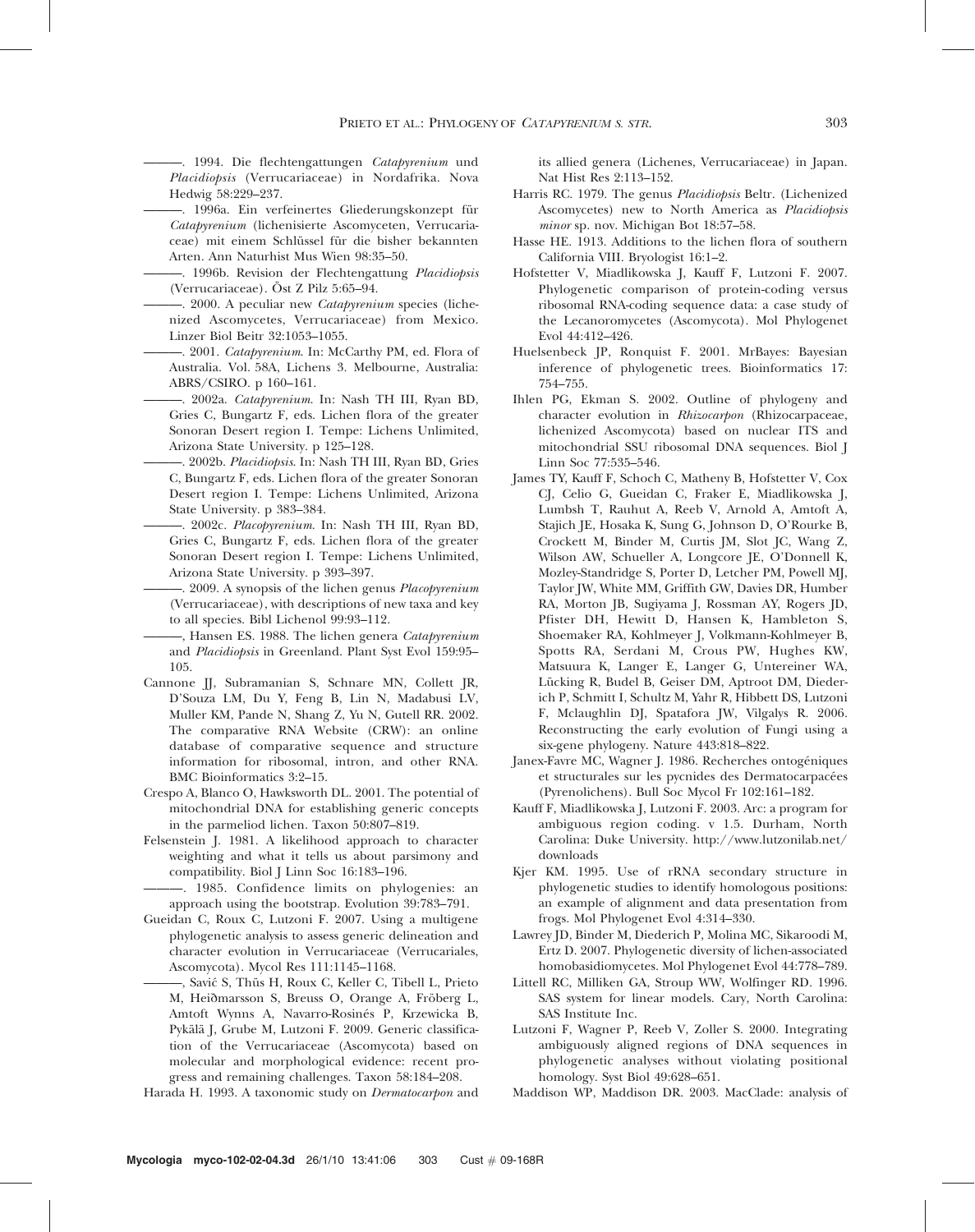———. 1994. Die flechtengattungen *Catapyrenium* und *Placidiopsis* (Verrucariaceae) in Nordafrika. Nova Hedwig 58:229–237.

———. 1996a. Ein verfeinertes Gliederungskonzept für *Catapyrenium* (lichenisierte Ascomyceten, Verrucariaceae) mit einem Schlüssel für die bisher bekannten Arten. Ann Naturhist Mus Wien 98:35–50.

———. 1996b. Revision der Flechtengattung *Placidiopsis* (Verrucariaceae). Öst Z Pilz 5:65–94.

———. 2000. A peculiar new *Catapyrenium* species (lichenized Ascomycetes, Verrucariaceae) from Mexico. Linzer Biol Beitr 32:1053–1055.

———. 2001. *Catapyrenium*. In: McCarthy PM, ed. Flora of Australia. Vol. 58A, Lichens 3. Melbourne, Australia: ABRS/CSIRO. p 160–161.

———. 2002a. *Catapyrenium*. In: Nash TH III, Ryan BD, Gries C, Bungartz F, eds. Lichen flora of the greater Sonoran Desert region I. Tempe: Lichens Unlimited, Arizona State University. p 125–128.

———. 2002b. *Placidiopsis*. In: Nash TH III, Ryan BD, Gries C, Bungartz F, eds. Lichen flora of the greater Sonoran Desert region I. Tempe: Lichens Unlimited, Arizona State University. p 383–384.

———. 2002c. *Placopyrenium*. In: Nash TH III, Ryan BD, Gries C, Bungartz F, eds. Lichen flora of the greater Sonoran Desert region I. Tempe: Lichens Unlimited, Arizona State University. p 393–397.

———. 2009. A synopsis of the lichen genus *Placopyrenium* (Verrucariaceae), with descriptions of new taxa and key to all species. Bibl Lichenol 99:93–112.

———, Hansen ES. 1988. The lichen genera *Catapyrenium* and *Placidiopsis* in Greenland. Plant Syst Evol 159:95–105.

Cannone JJ, Subramanian S, Schnare MN, Collett JR, D'Souza LM, Du Y, Feng B, Lin N, Madabusi LV, Muller KM, Pande N, Shang Z, Yu N, Gutell RR. 2002. The comparative RNA Website (CRW): an online database of comparative sequence and structure information for ribosomal, intron, and other RNA. BMC Bioinformatics 3:2–15.

Crespo A, Blanco O, Hawksworth DL. 2001. The potential of mitochondrial DNA for establishing generic concepts in the parmeliod lichen. Taxon 50:807–819.

Felsenstein J. 1981. A likelihood approach to character weighting and what it tells us about parsimony and compatibility. Biol J Linn Soc 16:183–196.

———. 1985. Confidence limits on phylogenies: an approach using the bootstrap. Evolution 39:783–791.

Gueidan C, Roux C, Lutzoni F. 2007. Using a multigene phylogenetic analysis to assess generic delineation and character evolution in Verrucariaceae (Verrucariales, Ascomycota). Mycol Res 111:1145–1168.

———, Savić S, Thüs H, Roux C, Keller C, Tibell L, Prieto M, Heiðmarsson S, Breuss O, Orange A, Fröberg L, Amtoft Wynns A, Navarro-Rosinés P, Krzewicka B, Pykälä J, Grube M, Lutzoni F. 2009. Generic classification of the Verrucariaceae (Ascomycota) based on molecular and morphological evidence: recent progress and remaining challenges. Taxon 58:184–208.

Harada H. 1993. A taxonomic study on *Dermatocarpon* and its allied genera (Lichenes, Verrucariaceae) in Japan. Nat Hist Res 2:113–152.

Harris RC. 1979. The genus *Placidiopsis* Beltr. (Lichenized Ascomycetes) new to North America as *Placidiopsis minor* sp. nov. Michigan Bot 18:57–58.

Hasse HE. 1913. Additions to the lichen flora of southern California VIII. Bryologist 16:1–2.

Hofstetter V, Miadlikowska J, Kauff F, Lutzoni F. 2007. Phylogenetic comparison of protein-coding versus ribosomal RNA-coding sequence data: a case study of the Lecanoromycetes (Ascomycota). Mol Phylogenet Evol 44:412–426.

Huelsenbeck JP, Ronquist F. 2001. MrBayes: Bayesian inference of phylogenetic trees. Bioinformatics 17: 754–755.

Ihlen PG, Ekman S. 2002. Outline of phylogeny and character evolution in *Rhizocarpon* (Rhizocarpaceae, lichenized Ascomycota) based on nuclear ITS and mitochondrial SSU ribosomal DNA sequences. Biol J Linn Soc 77:535–546.

James TY, Kauff F, Schoch C, Matheny B, Hofstetter V, Cox CJ, Celio G, Gueidan C, Fraker E, Miadlikowska J, Lumbsh T, Rauhut A, Reeb V, Arnold A, Amtoft A, Stajich JE, Hosaka K, Sung G, Johnson D, O'Rourke B, Crockett M, Binder M, Curtis JM, Slot JC, Wang Z, Wilson AW, Schueller A, Longcore JE, O'Donnell K, Mozley-Standridge S, Porter D, Letcher PM, Powell MJ, Taylor JW, White MM, Griffith GW, Davies DR, Humber RA, Morton JB, Sugiyama J, Rossman AY, Rogers JD, Pfister DH, Hewitt D, Hansen K, Hambleton S, Shoemaker RA, Kohlmeyer J, Volkmann-Kohlmeyer B, Spotts RA, Serdani M, Crous PW, Hughes KW, Matsuura K, Langer E, Langer G, Untereiner WA, Lücking R, Budel B, Geiser DM, Aptroot DM, Diederich P, Schmitt I, Schultz M, Yahr R, Hibbett DS, Lutzoni F, Mclaughlin DJ, Spatafora JW, Vilgalys R. 2006. Reconstructing the early evolution of Fungi using a six-gene phylogeny. Nature 443:818–822.

Janex-Favre MC, Wagner J. 1986. Recherches ontogéniques et structurales sur les pycnides des Dermatocarpacées (Pyrenolichens). Bull Soc Mycol Fr 102:161–182.

Kauff F, Miadlikowska J, Lutzoni F. 2003. Arc: a program for ambiguous region coding. v 1.5. Durham, North Carolina: Duke University. http://www.lutzonilab.net/downloads

Kjer KM. 1995. Use of rRNA secondary structure in phylogenetic studies to identify homologous positions: an example of alignment and data presentation from frogs. Mol Phylogenet Evol 4:314–330.

Lawrey JD, Binder M, Diederich P, Molina MC, Sikaroodi M, Ertz D. 2007. Phylogenetic diversity of lichen-associated homobasidiomycetes. Mol Phylogenet Evol 44:778–789.

Littell RC, Milliken GA, Stroup WW, Wolfinger RD. 1996. SAS system for linear models. Cary, North Carolina: SAS Institute Inc.

Lutzoni F, Wagner P, Reeb V, Zoller S. 2000. Integrating ambiguously aligned regions of DNA sequences in phylogenetic analyses without violating positional homology. Syst Biol 49:628–651.

Maddison WP, Maddison DR. 2003. MacClade: analysis of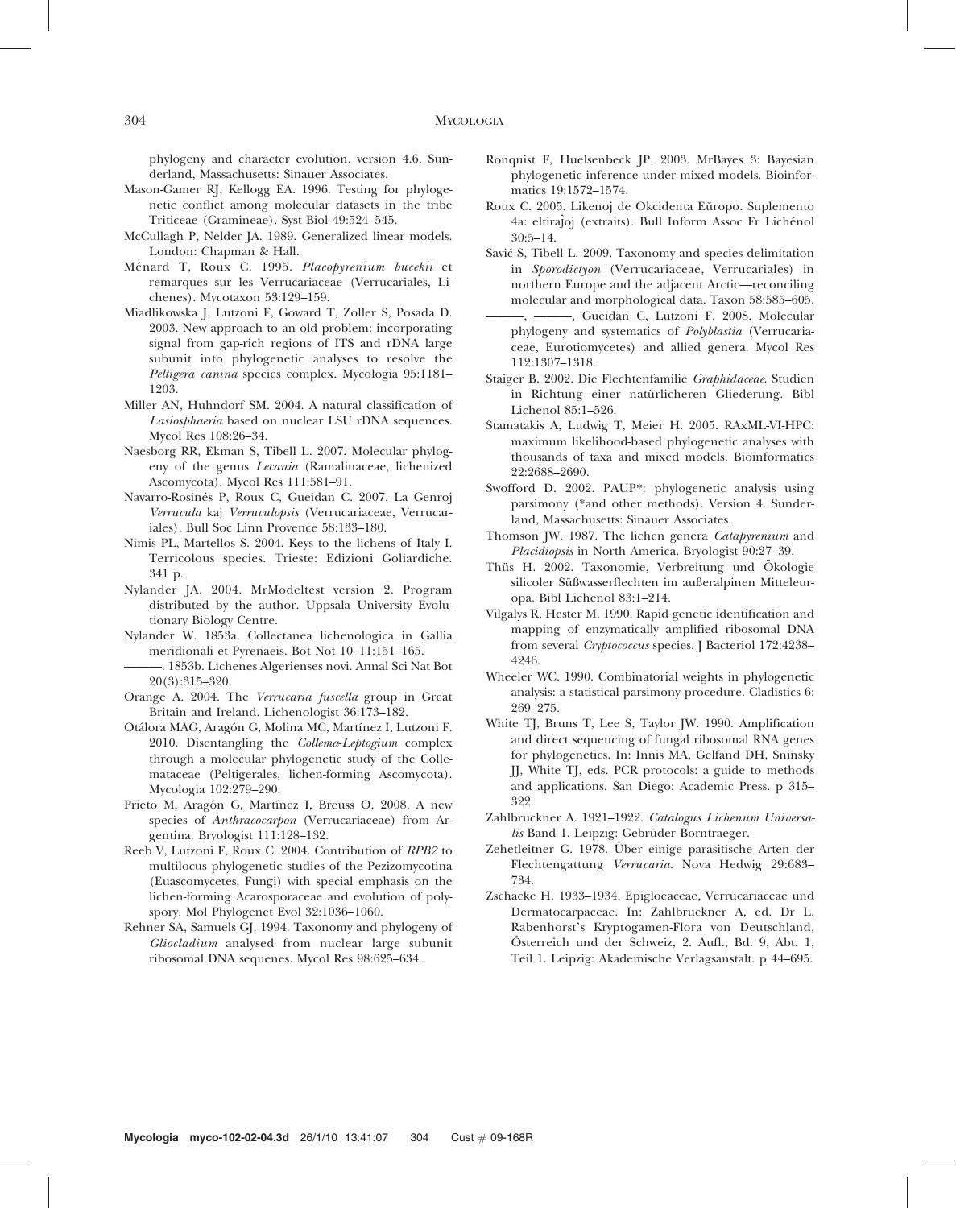phylogeny and character evolution. version 4.6. Sunderland, Massachusetts: Sinauer Associates.

Mason-Gamer RJ, Kellogg EA. 1996. Testing for phylogenetic conflict among molecular datasets in the tribe Triticeae (Gramineae). Syst Biol 49:524–545.

McCullagh P, Nelder JA. 1989. Generalized linear models. London: Chapman & Hall.

Ménard T, Roux C. 1995. *Placopyrenium bucekii* et remarques sur les Verrucariaceae (Verrucariales, Lichenes). Mycotaxon 53:129–159.

Miadlikowska J, Lutzoni F, Goward T, Zoller S, Posada D. 2003. New approach to an old problem: incorporating signal from gap-rich regions of ITS and rDNA large subunit into phylogenetic analyses to resolve the *Peltigera canina* species complex. Mycologia 95:1181–1203.

Miller AN, Huhndorf SM. 2004. A natural classification of *Lasiosphaeria* based on nuclear LSU rDNA sequences. Mycol Res 108:26–34.

Naesborg RR, Ekman S, Tibell L. 2007. Molecular phylogeny of the genus *Lecania* (Ramalinaceae, lichenized Ascomycota). Mycol Res 111:581–91.

Navarro-Rosinés P, Roux C, Gueidan C. 2007. La Genroj *Verrucula* kaj *Verruculopsis* (Verrucariaceae, Verrucariales). Bull Soc Linn Provence 58:133–180.

Nimis PL, Martellos S. 2004. Keys to the lichens of Italy I. Terricolous species. Trieste: Edizioni Goliardiche. 341 p.

Nylander JA. 2004. MrModeltest version 2. Program distributed by the author. Uppsala University Evolutionary Biology Centre.

Nylander W. 1853a. Collectanea lichenologica in Gallia meridionali et Pyrenaeis. Bot Not 10–11:151–165.

———. 1853b. Lichenes Algerienses novi. Annal Sci Nat Bot 20(3):315–320.

Orange A. 2004. The *Verrucaria fuscella* group in Great Britain and Ireland. Lichenologist 36:173–182.

Otálora MAG, Aragón G, Molina MC, Martínez I, Lutzoni F. 2010. Disentangling the *Collema-Leptogium* complex through a molecular phylogenetic study of the Collemataceae (Peltigerales, lichen-forming Ascomycota). Mycologia 102:279–290.

Prieto M, Aragón G, Martínez I, Breuss O. 2008. A new species of *Anthracocarpon* (Verrucariaceae) from Argentina. Bryologist 111:128–132.

Reeb V, Lutzoni F, Roux C. 2004. Contribution of *RPB2* to multilocus phylogenetic studies of the Pezizomycotina (Euascomycetes, Fungi) with special emphasis on the lichen-forming Acarosporaceae and evolution of polyspory. Mol Phylogenet Evol 32:1036–1060.

Rehner SA, Samuels GJ. 1994. Taxonomy and phylogeny of *Gliocladium* analysed from nuclear large subunit ribosomal DNA sequenes. Mycol Res 98:625–634.

Ronquist F, Huelsenbeck JP. 2003. MrBayes 3: Bayesian phylogenetic inference under mixed models. Bioinformatics 19:1572–1574.

Roux C. 2005. Likenoj de Okcidenta Eŭropo. Suplemento 4a: eltiraĵoj (extraits). Bull Inform Assoc Fr Lichénol 30:5–14.

Savić S, Tibell L. 2009. Taxonomy and species delimitation in *Sporodictyon* (Verrucariaceae, Verrucariales) in northern Europe and the adjacent Arctic—reconciling molecular and morphological data. Taxon 58:585–605.

———, ———, Gueidan C, Lutzoni F. 2008. Molecular phylogeny and systematics of *Polyblastia* (Verrucariaceae, Eurotiomycetes) and allied genera. Mycol Res 112:1307–1318.

Staiger B. 2002. Die Flechtenfamilie *Graphidaceae*. Studien in Richtung einer natürlicheren Gliederung. Bibl Lichenol 85:1–526.

Stamatakis A, Ludwig T, Meier H. 2005. RAxML-VI-HPC: maximum likelihood-based phylogenetic analyses with thousands of taxa and mixed models. Bioinformatics 22:2688–2690.

Swofford D. 2002. PAUP*: phylogenetic analysis using parsimony (*and other methods). Version 4. Sunderland, Massachusetts: Sinauer Associates.

Thomson JW. 1987. The lichen genera *Catapyrenium* and *Placidiopsis* in North America. Bryologist 90:27–39.

Thüs H. 2002. Taxonomie, Verbreitung und Ökologie silicoler Süßwasserflechten im außeralpinen Mitteleuropa. Bibl Lichenol 83:1–214.

Vilgalys R, Hester M. 1990. Rapid genetic identification and mapping of enzymatically amplified ribosomal DNA from several *Cryptococcus* species. J Bacteriol 172:4238–4246.

Wheeler WC. 1990. Combinatorial weights in phylogenetic analysis: a statistical parsimony procedure. Cladistics 6: 269–275.

White TJ, Bruns T, Lee S, Taylor JW. 1990. Amplification and direct sequencing of fungal ribosomal RNA genes for phylogenetics. In: Innis MA, Gelfand DH, Sninsky JJ, White TJ, eds. PCR protocols: a guide to methods and applications. San Diego: Academic Press. p 315–322.

Zahlbruckner A. 1921–1922. *Catalogus Lichenum Universalis* Band 1. Leipzig: Gebrüder Borntraeger.

Zehetleitner G. 1978. Über einige parasitische Arten der Flechtengattung *Verrucaria*. Nova Hedwig 29:683–734.

Zschacke H. 1933–1934. Epigloeaceae, Verrucariaceae und Dermatocarpaceae. In: Zahlbruckner A, ed. Dr L. Rabenhorst's Kryptogamen-Flora von Deutschland, Österreich und der Schweiz, 2. Aufl., Bd. 9, Abt. 1, Teil 1. Leipzig: Akademische Verlagsanstalt. p 44–695.